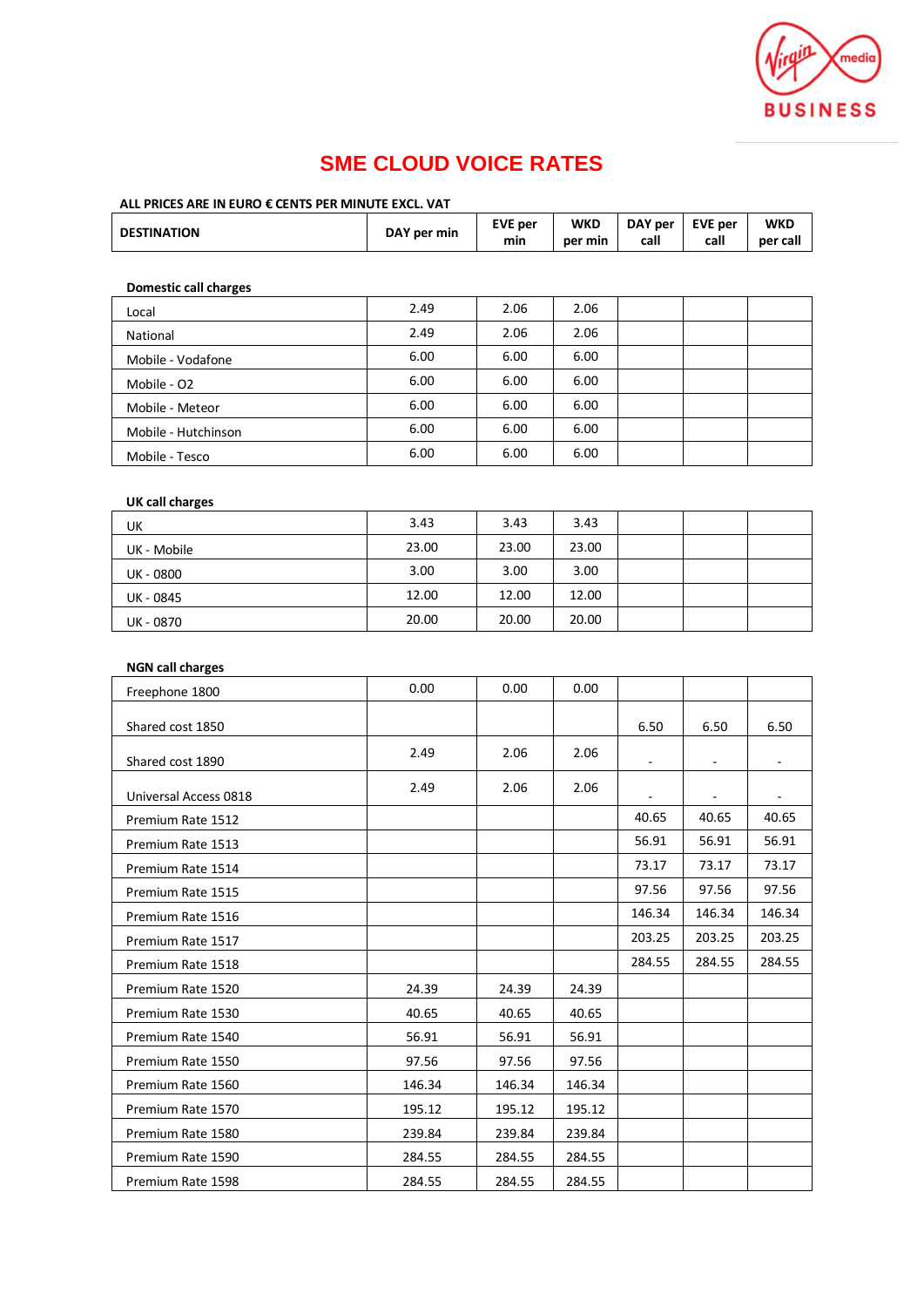# SME CLOUD VOICE RATES

**ALL PRICES ARE IN EURO € CENTS PER MINUTE EXCL. VAT**

| DESTINATION | DAY per min | EVE per min | WKD per min | DAY per call | EVE per call | WKD per call |
|---|---|---|---|---|---|---|
| **Domestic call charges** | | | | | | |
| Local | 2.49 | 2.06 | 2.06 | | | |
| National | 2.49 | 2.06 | 2.06 | | | |
| Mobile - Vodafone | 6.00 | 6.00 | 6.00 | | | |
| Mobile - O2 | 6.00 | 6.00 | 6.00 | | | |
| Mobile - Meteor | 6.00 | 6.00 | 6.00 | | | |
| Mobile - Hutchinson | 6.00 | 6.00 | 6.00 | | | |
| Mobile - Tesco | 6.00 | 6.00 | 6.00 | | | |
| **UK call charges** | | | | | | |
| UK | 3.43 | 3.43 | 3.43 | | | |
| UK - Mobile | 23.00 | 23.00 | 23.00 | | | |
| UK - 0800 | 3.00 | 3.00 | 3.00 | | | |
| UK - 0845 | 12.00 | 12.00 | 12.00 | | | |
| UK - 0870 | 20.00 | 20.00 | 20.00 | | | |
| **NGN call charges** | | | | | | |
| Freephone 1800 | 0.00 | 0.00 | 0.00 | | | |
| Shared cost 1850 | | | | 6.50 | 6.50 | 6.50 |
| Shared cost 1890 | 2.49 | 2.06 | 2.06 | - | - | - |
| Universal Access 0818 | 2.49 | 2.06 | 2.06 | - | - | - |
| Premium Rate 1512 | | | | 40.65 | 40.65 | 40.65 |
| Premium Rate 1513 | | | | 56.91 | 56.91 | 56.91 |
| Premium Rate 1514 | | | | 73.17 | 73.17 | 73.17 |
| Premium Rate 1515 | | | | 97.56 | 97.56 | 97.56 |
| Premium Rate 1516 | | | | 146.34 | 146.34 | 146.34 |
| Premium Rate 1517 | | | | 203.25 | 203.25 | 203.25 |
| Premium Rate 1518 | | | | 284.55 | 284.55 | 284.55 |
| Premium Rate 1520 | 24.39 | 24.39 | 24.39 | | | |
| Premium Rate 1530 | 40.65 | 40.65 | 40.65 | | | |
| Premium Rate 1540 | 56.91 | 56.91 | 56.91 | | | |
| Premium Rate 1550 | 97.56 | 97.56 | 97.56 | | | |
| Premium Rate 1560 | 146.34 | 146.34 | 146.34 | | | |
| Premium Rate 1570 | 195.12 | 195.12 | 195.12 | | | |
| Premium Rate 1580 | 239.84 | 239.84 | 239.84 | | | |
| Premium Rate 1590 | 284.55 | 284.55 | 284.55 | | | |
| Premium Rate 1598 | 284.55 | 284.55 | 284.55 | | | |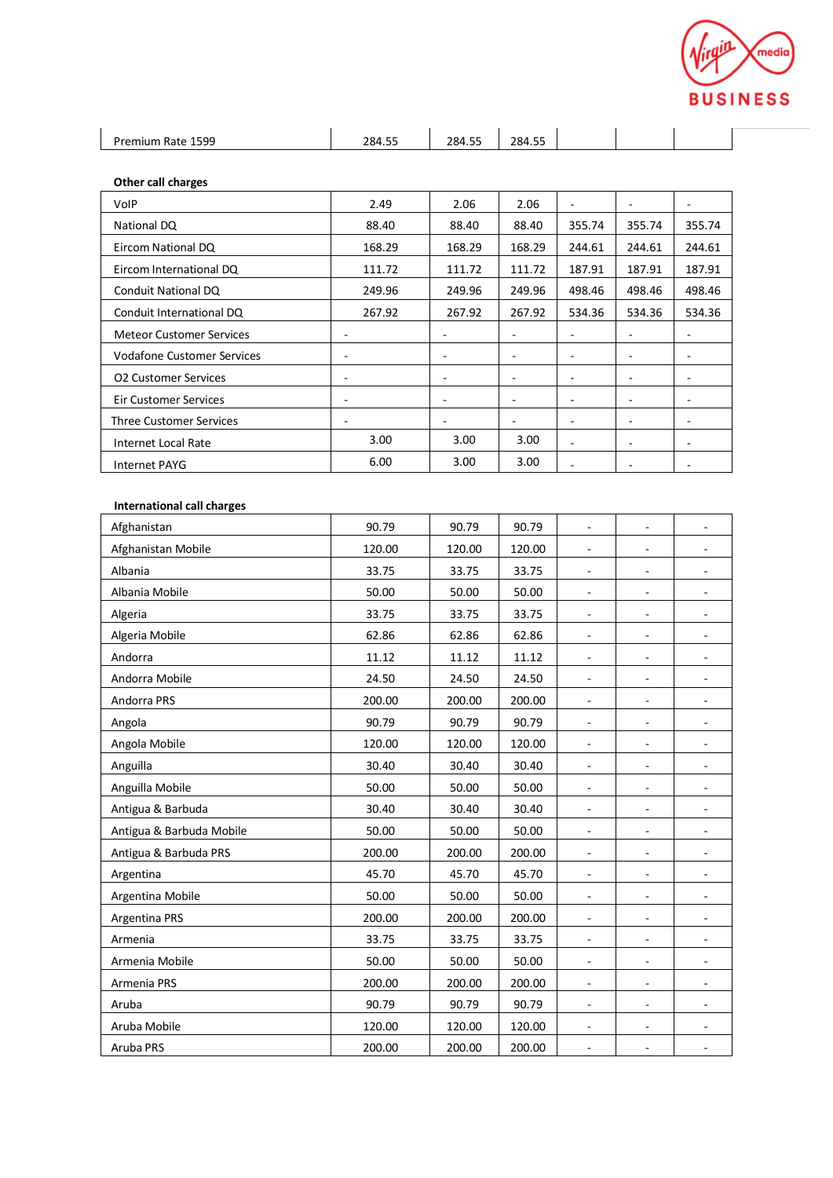| Premium Rate 1599 | 284.55 | 284.55 | 284.55 | | | |
|---|---|---|---|---|---|---|

**Other call charges**

| | | | | | | |
|---|---|---|---|---|---|---|
| VoIP | 2.49 | 2.06 | 2.06 | - | - | - |
| National DQ | 88.40 | 88.40 | 88.40 | 355.74 | 355.74 | 355.74 |
| Eircom National DQ | 168.29 | 168.29 | 168.29 | 244.61 | 244.61 | 244.61 |
| Eircom International DQ | 111.72 | 111.72 | 111.72 | 187.91 | 187.91 | 187.91 |
| Conduit National DQ | 249.96 | 249.96 | 249.96 | 498.46 | 498.46 | 498.46 |
| Conduit International DQ | 267.92 | 267.92 | 267.92 | 534.36 | 534.36 | 534.36 |
| Meteor Customer Services | - | - | - | - | - | - |
| Vodafone Customer Services | - | - | - | - | - | - |
| O2 Customer Services | - | - | - | - | - | - |
| Eir Customer Services | - | - | - | - | - | - |
| Three Customer Services | - | - | - | - | - | - |
| Internet Local Rate | 3.00 | 3.00 | 3.00 | - | - | - |
| Internet PAYG | 6.00 | 3.00 | 3.00 | - | - | - |

**International call charges**

| | | | | | | |
|---|---|---|---|---|---|---|
| Afghanistan | 90.79 | 90.79 | 90.79 | - | - | - |
| Afghanistan Mobile | 120.00 | 120.00 | 120.00 | - | - | - |
| Albania | 33.75 | 33.75 | 33.75 | - | - | - |
| Albania Mobile | 50.00 | 50.00 | 50.00 | - | - | - |
| Algeria | 33.75 | 33.75 | 33.75 | - | - | - |
| Algeria Mobile | 62.86 | 62.86 | 62.86 | - | - | - |
| Andorra | 11.12 | 11.12 | 11.12 | - | - | - |
| Andorra Mobile | 24.50 | 24.50 | 24.50 | - | - | - |
| Andorra PRS | 200.00 | 200.00 | 200.00 | - | - | - |
| Angola | 90.79 | 90.79 | 90.79 | - | - | - |
| Angola Mobile | 120.00 | 120.00 | 120.00 | - | - | - |
| Anguilla | 30.40 | 30.40 | 30.40 | - | - | - |
| Anguilla Mobile | 50.00 | 50.00 | 50.00 | - | - | - |
| Antigua & Barbuda | 30.40 | 30.40 | 30.40 | - | - | - |
| Antigua & Barbuda Mobile | 50.00 | 50.00 | 50.00 | - | - | - |
| Antigua & Barbuda PRS | 200.00 | 200.00 | 200.00 | - | - | - |
| Argentina | 45.70 | 45.70 | 45.70 | - | - | - |
| Argentina Mobile | 50.00 | 50.00 | 50.00 | - | - | - |
| Argentina PRS | 200.00 | 200.00 | 200.00 | - | - | - |
| Armenia | 33.75 | 33.75 | 33.75 | - | - | - |
| Armenia Mobile | 50.00 | 50.00 | 50.00 | - | - | - |
| Armenia PRS | 200.00 | 200.00 | 200.00 | - | - | - |
| Aruba | 90.79 | 90.79 | 90.79 | - | - | - |
| Aruba Mobile | 120.00 | 120.00 | 120.00 | - | - | - |
| Aruba PRS | 200.00 | 200.00 | 200.00 | - | - | - |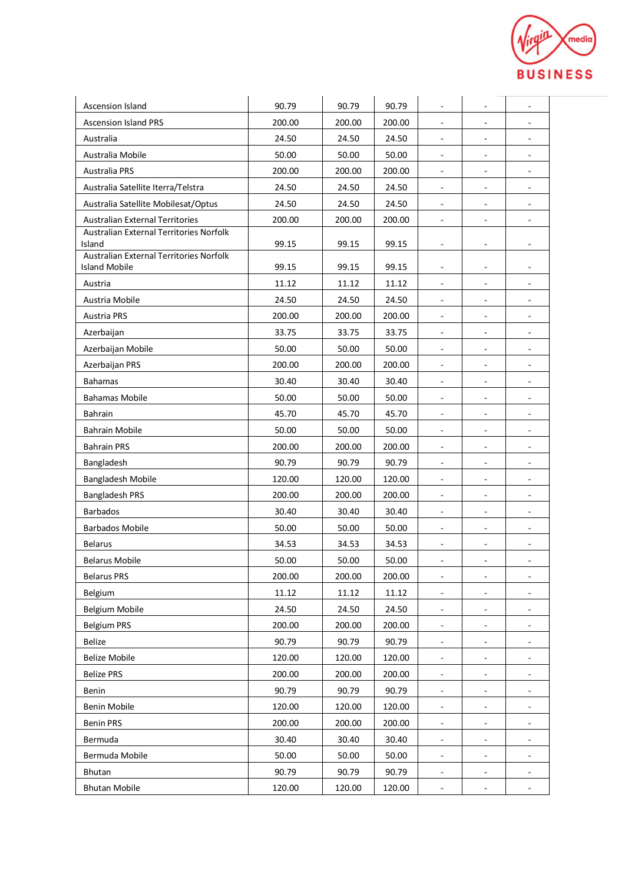| | | | | | | |
|---|---|---|---|---|---|---|
| Ascension Island | 90.79 | 90.79 | 90.79 | - | - | - |
| Ascension Island PRS | 200.00 | 200.00 | 200.00 | - | - | - |
| Australia | 24.50 | 24.50 | 24.50 | - | - | - |
| Australia Mobile | 50.00 | 50.00 | 50.00 | - | - | - |
| Australia PRS | 200.00 | 200.00 | 200.00 | - | - | - |
| Australia Satellite Iterra/Telstra | 24.50 | 24.50 | 24.50 | - | - | - |
| Australia Satellite Mobilesat/Optus | 24.50 | 24.50 | 24.50 | - | - | - |
| Australian External Territories | 200.00 | 200.00 | 200.00 | - | - | - |
| Australian External Territories Norfolk Island | 99.15 | 99.15 | 99.15 | - | - | - |
| Australian External Territories Norfolk Island Mobile | 99.15 | 99.15 | 99.15 | - | - | - |
| Austria | 11.12 | 11.12 | 11.12 | - | - | - |
| Austria Mobile | 24.50 | 24.50 | 24.50 | - | - | - |
| Austria PRS | 200.00 | 200.00 | 200.00 | - | - | - |
| Azerbaijan | 33.75 | 33.75 | 33.75 | - | - | - |
| Azerbaijan Mobile | 50.00 | 50.00 | 50.00 | - | - | - |
| Azerbaijan PRS | 200.00 | 200.00 | 200.00 | - | - | - |
| Bahamas | 30.40 | 30.40 | 30.40 | - | - | - |
| Bahamas Mobile | 50.00 | 50.00 | 50.00 | - | - | - |
| Bahrain | 45.70 | 45.70 | 45.70 | - | - | - |
| Bahrain Mobile | 50.00 | 50.00 | 50.00 | - | - | - |
| Bahrain PRS | 200.00 | 200.00 | 200.00 | - | - | - |
| Bangladesh | 90.79 | 90.79 | 90.79 | - | - | - |
| Bangladesh Mobile | 120.00 | 120.00 | 120.00 | - | - | - |
| Bangladesh PRS | 200.00 | 200.00 | 200.00 | - | - | - |
| Barbados | 30.40 | 30.40 | 30.40 | - | - | - |
| Barbados Mobile | 50.00 | 50.00 | 50.00 | - | - | - |
| Belarus | 34.53 | 34.53 | 34.53 | - | - | - |
| Belarus Mobile | 50.00 | 50.00 | 50.00 | - | - | - |
| Belarus PRS | 200.00 | 200.00 | 200.00 | - | - | - |
| Belgium | 11.12 | 11.12 | 11.12 | - | - | - |
| Belgium Mobile | 24.50 | 24.50 | 24.50 | - | - | - |
| Belgium PRS | 200.00 | 200.00 | 200.00 | - | - | - |
| Belize | 90.79 | 90.79 | 90.79 | - | - | - |
| Belize Mobile | 120.00 | 120.00 | 120.00 | - | - | - |
| Belize PRS | 200.00 | 200.00 | 200.00 | - | - | - |
| Benin | 90.79 | 90.79 | 90.79 | - | - | - |
| Benin Mobile | 120.00 | 120.00 | 120.00 | - | - | - |
| Benin PRS | 200.00 | 200.00 | 200.00 | - | - | - |
| Bermuda | 30.40 | 30.40 | 30.40 | - | - | - |
| Bermuda Mobile | 50.00 | 50.00 | 50.00 | - | - | - |
| Bhutan | 90.79 | 90.79 | 90.79 | - | - | - |
| Bhutan Mobile | 120.00 | 120.00 | 120.00 | - | - | - |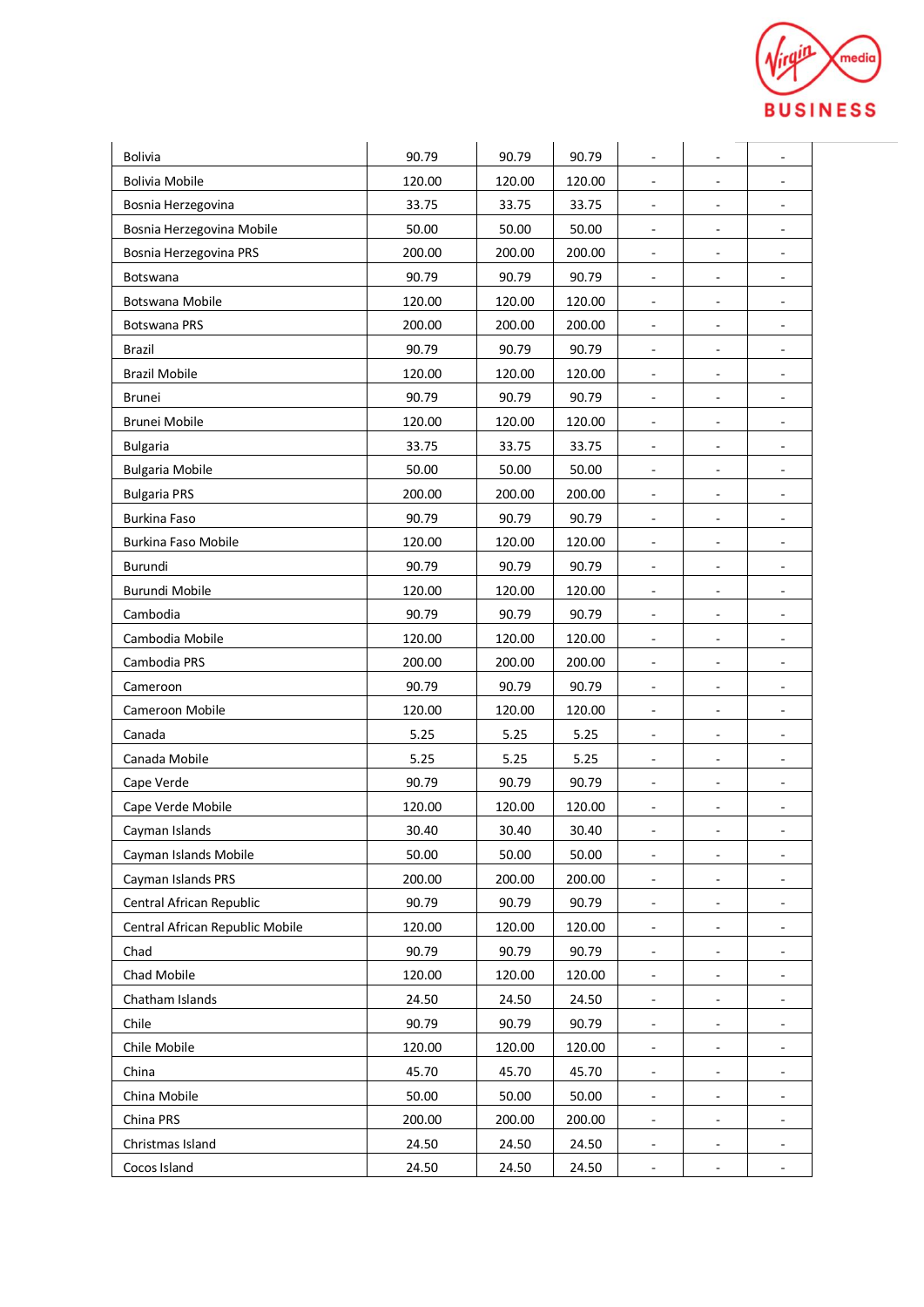| | | | | | | |
|---|---|---|---|---|---|---|
| Bolivia | 90.79 | 90.79 | 90.79 | - | - | - |
| Bolivia Mobile | 120.00 | 120.00 | 120.00 | - | - | - |
| Bosnia Herzegovina | 33.75 | 33.75 | 33.75 | - | - | - |
| Bosnia Herzegovina Mobile | 50.00 | 50.00 | 50.00 | - | - | - |
| Bosnia Herzegovina PRS | 200.00 | 200.00 | 200.00 | - | - | - |
| Botswana | 90.79 | 90.79 | 90.79 | - | - | - |
| Botswana Mobile | 120.00 | 120.00 | 120.00 | - | - | - |
| Botswana PRS | 200.00 | 200.00 | 200.00 | - | - | - |
| Brazil | 90.79 | 90.79 | 90.79 | - | - | - |
| Brazil Mobile | 120.00 | 120.00 | 120.00 | - | - | - |
| Brunei | 90.79 | 90.79 | 90.79 | - | - | - |
| Brunei Mobile | 120.00 | 120.00 | 120.00 | - | - | - |
| Bulgaria | 33.75 | 33.75 | 33.75 | - | - | - |
| Bulgaria Mobile | 50.00 | 50.00 | 50.00 | - | - | - |
| Bulgaria PRS | 200.00 | 200.00 | 200.00 | - | - | - |
| Burkina Faso | 90.79 | 90.79 | 90.79 | - | - | - |
| Burkina Faso Mobile | 120.00 | 120.00 | 120.00 | - | - | - |
| Burundi | 90.79 | 90.79 | 90.79 | - | - | - |
| Burundi Mobile | 120.00 | 120.00 | 120.00 | - | - | - |
| Cambodia | 90.79 | 90.79 | 90.79 | - | - | - |
| Cambodia Mobile | 120.00 | 120.00 | 120.00 | - | - | - |
| Cambodia PRS | 200.00 | 200.00 | 200.00 | - | - | - |
| Cameroon | 90.79 | 90.79 | 90.79 | - | - | - |
| Cameroon Mobile | 120.00 | 120.00 | 120.00 | - | - | - |
| Canada | 5.25 | 5.25 | 5.25 | - | - | - |
| Canada Mobile | 5.25 | 5.25 | 5.25 | - | - | - |
| Cape Verde | 90.79 | 90.79 | 90.79 | - | - | - |
| Cape Verde Mobile | 120.00 | 120.00 | 120.00 | - | - | - |
| Cayman Islands | 30.40 | 30.40 | 30.40 | - | - | - |
| Cayman Islands Mobile | 50.00 | 50.00 | 50.00 | - | - | - |
| Cayman Islands PRS | 200.00 | 200.00 | 200.00 | - | - | - |
| Central African Republic | 90.79 | 90.79 | 90.79 | - | - | - |
| Central African Republic Mobile | 120.00 | 120.00 | 120.00 | - | - | - |
| Chad | 90.79 | 90.79 | 90.79 | - | - | - |
| Chad Mobile | 120.00 | 120.00 | 120.00 | - | - | - |
| Chatham Islands | 24.50 | 24.50 | 24.50 | - | - | - |
| Chile | 90.79 | 90.79 | 90.79 | - | - | - |
| Chile Mobile | 120.00 | 120.00 | 120.00 | - | - | - |
| China | 45.70 | 45.70 | 45.70 | - | - | - |
| China Mobile | 50.00 | 50.00 | 50.00 | - | - | - |
| China PRS | 200.00 | 200.00 | 200.00 | - | - | - |
| Christmas Island | 24.50 | 24.50 | 24.50 | - | - | - |
| Cocos Island | 24.50 | 24.50 | 24.50 | - | - | - |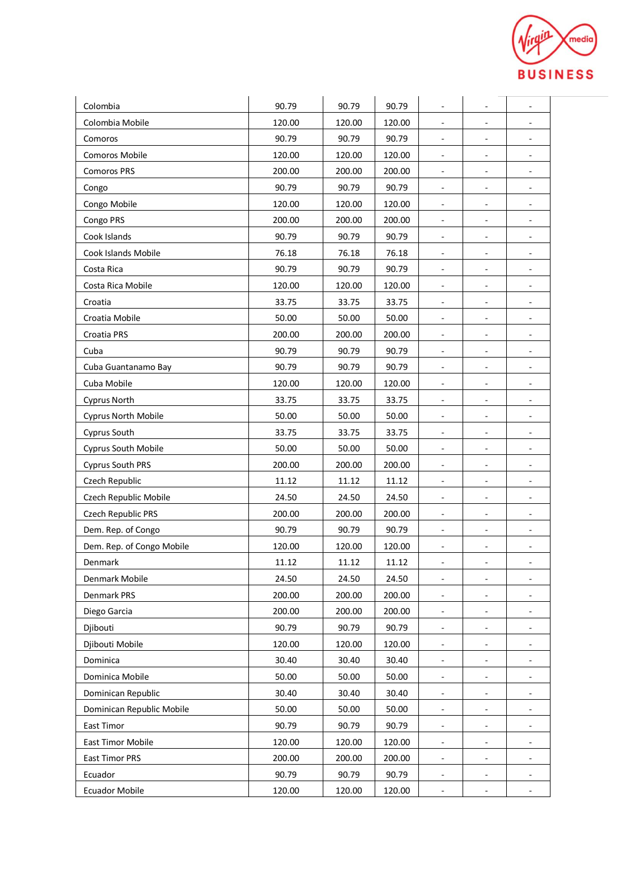| | | | | | | |
|---|---|---|---|---|---|---|
| Colombia | 90.79 | 90.79 | 90.79 | - | - | - |
| Colombia Mobile | 120.00 | 120.00 | 120.00 | - | - | - |
| Comoros | 90.79 | 90.79 | 90.79 | - | - | - |
| Comoros Mobile | 120.00 | 120.00 | 120.00 | - | - | - |
| Comoros PRS | 200.00 | 200.00 | 200.00 | - | - | - |
| Congo | 90.79 | 90.79 | 90.79 | - | - | - |
| Congo Mobile | 120.00 | 120.00 | 120.00 | - | - | - |
| Congo PRS | 200.00 | 200.00 | 200.00 | - | - | - |
| Cook Islands | 90.79 | 90.79 | 90.79 | - | - | - |
| Cook Islands Mobile | 76.18 | 76.18 | 76.18 | - | - | - |
| Costa Rica | 90.79 | 90.79 | 90.79 | - | - | - |
| Costa Rica Mobile | 120.00 | 120.00 | 120.00 | - | - | - |
| Croatia | 33.75 | 33.75 | 33.75 | - | - | - |
| Croatia Mobile | 50.00 | 50.00 | 50.00 | - | - | - |
| Croatia PRS | 200.00 | 200.00 | 200.00 | - | - | - |
| Cuba | 90.79 | 90.79 | 90.79 | - | - | - |
| Cuba Guantanamo Bay | 90.79 | 90.79 | 90.79 | - | - | - |
| Cuba Mobile | 120.00 | 120.00 | 120.00 | - | - | - |
| Cyprus North | 33.75 | 33.75 | 33.75 | - | - | - |
| Cyprus North Mobile | 50.00 | 50.00 | 50.00 | - | - | - |
| Cyprus South | 33.75 | 33.75 | 33.75 | - | - | - |
| Cyprus South Mobile | 50.00 | 50.00 | 50.00 | - | - | - |
| Cyprus South PRS | 200.00 | 200.00 | 200.00 | - | - | - |
| Czech Republic | 11.12 | 11.12 | 11.12 | - | - | - |
| Czech Republic Mobile | 24.50 | 24.50 | 24.50 | - | - | - |
| Czech Republic PRS | 200.00 | 200.00 | 200.00 | - | - | - |
| Dem. Rep. of Congo | 90.79 | 90.79 | 90.79 | - | - | - |
| Dem. Rep. of Congo Mobile | 120.00 | 120.00 | 120.00 | - | - | - |
| Denmark | 11.12 | 11.12 | 11.12 | - | - | - |
| Denmark Mobile | 24.50 | 24.50 | 24.50 | - | - | - |
| Denmark PRS | 200.00 | 200.00 | 200.00 | - | - | - |
| Diego Garcia | 200.00 | 200.00 | 200.00 | - | - | - |
| Djibouti | 90.79 | 90.79 | 90.79 | - | - | - |
| Djibouti Mobile | 120.00 | 120.00 | 120.00 | - | - | - |
| Dominica | 30.40 | 30.40 | 30.40 | - | - | - |
| Dominica Mobile | 50.00 | 50.00 | 50.00 | - | - | - |
| Dominican Republic | 30.40 | 30.40 | 30.40 | - | - | - |
| Dominican Republic Mobile | 50.00 | 50.00 | 50.00 | - | - | - |
| East Timor | 90.79 | 90.79 | 90.79 | - | - | - |
| East Timor Mobile | 120.00 | 120.00 | 120.00 | - | - | - |
| East Timor PRS | 200.00 | 200.00 | 200.00 | - | - | - |
| Ecuador | 90.79 | 90.79 | 90.79 | - | - | - |
| Ecuador Mobile | 120.00 | 120.00 | 120.00 | - | - | - |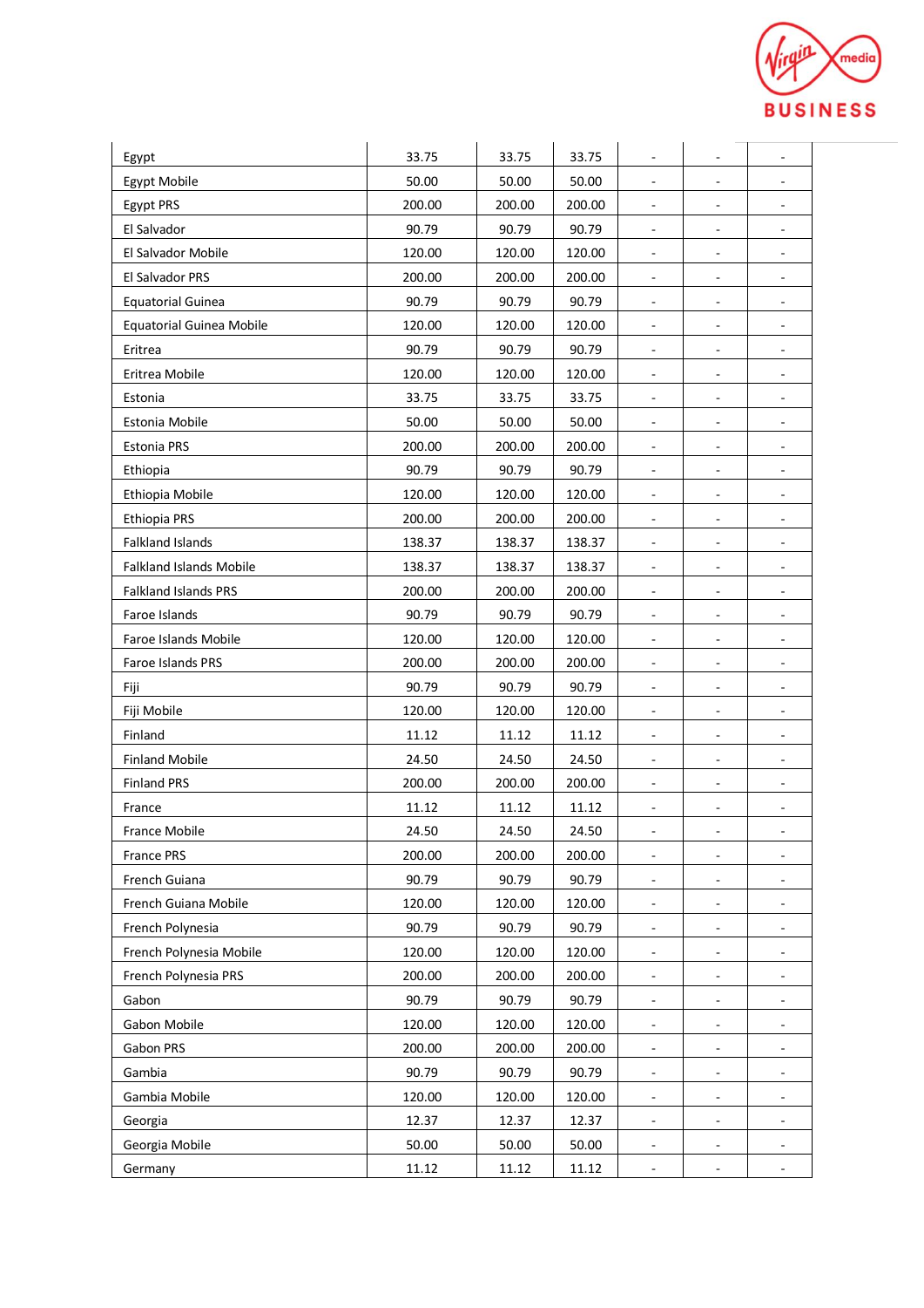| Egypt | 33.75 | 33.75 | 33.75 | - | - | - |
|---|---|---|---|---|---|---|
| Egypt Mobile | 50.00 | 50.00 | 50.00 | - | - | - |
| Egypt PRS | 200.00 | 200.00 | 200.00 | - | - | - |
| El Salvador | 90.79 | 90.79 | 90.79 | - | - | - |
| El Salvador Mobile | 120.00 | 120.00 | 120.00 | - | - | - |
| El Salvador PRS | 200.00 | 200.00 | 200.00 | - | - | - |
| Equatorial Guinea | 90.79 | 90.79 | 90.79 | - | - | - |
| Equatorial Guinea Mobile | 120.00 | 120.00 | 120.00 | - | - | - |
| Eritrea | 90.79 | 90.79 | 90.79 | - | - | - |
| Eritrea Mobile | 120.00 | 120.00 | 120.00 | - | - | - |
| Estonia | 33.75 | 33.75 | 33.75 | - | - | - |
| Estonia Mobile | 50.00 | 50.00 | 50.00 | - | - | - |
| Estonia PRS | 200.00 | 200.00 | 200.00 | - | - | - |
| Ethiopia | 90.79 | 90.79 | 90.79 | - | - | - |
| Ethiopia Mobile | 120.00 | 120.00 | 120.00 | - | - | - |
| Ethiopia PRS | 200.00 | 200.00 | 200.00 | - | - | - |
| Falkland Islands | 138.37 | 138.37 | 138.37 | - | - | - |
| Falkland Islands Mobile | 138.37 | 138.37 | 138.37 | - | - | - |
| Falkland Islands PRS | 200.00 | 200.00 | 200.00 | - | - | - |
| Faroe Islands | 90.79 | 90.79 | 90.79 | - | - | - |
| Faroe Islands Mobile | 120.00 | 120.00 | 120.00 | - | - | - |
| Faroe Islands PRS | 200.00 | 200.00 | 200.00 | - | - | - |
| Fiji | 90.79 | 90.79 | 90.79 | - | - | - |
| Fiji Mobile | 120.00 | 120.00 | 120.00 | - | - | - |
| Finland | 11.12 | 11.12 | 11.12 | - | - | - |
| Finland Mobile | 24.50 | 24.50 | 24.50 | - | - | - |
| Finland PRS | 200.00 | 200.00 | 200.00 | - | - | - |
| France | 11.12 | 11.12 | 11.12 | - | - | - |
| France Mobile | 24.50 | 24.50 | 24.50 | - | - | - |
| France PRS | 200.00 | 200.00 | 200.00 | - | - | - |
| French Guiana | 90.79 | 90.79 | 90.79 | - | - | - |
| French Guiana Mobile | 120.00 | 120.00 | 120.00 | - | - | - |
| French Polynesia | 90.79 | 90.79 | 90.79 | - | - | - |
| French Polynesia Mobile | 120.00 | 120.00 | 120.00 | - | - | - |
| French Polynesia PRS | 200.00 | 200.00 | 200.00 | - | - | - |
| Gabon | 90.79 | 90.79 | 90.79 | - | - | - |
| Gabon Mobile | 120.00 | 120.00 | 120.00 | - | - | - |
| Gabon PRS | 200.00 | 200.00 | 200.00 | - | - | - |
| Gambia | 90.79 | 90.79 | 90.79 | - | - | - |
| Gambia Mobile | 120.00 | 120.00 | 120.00 | - | - | - |
| Georgia | 12.37 | 12.37 | 12.37 | - | - | - |
| Georgia Mobile | 50.00 | 50.00 | 50.00 | - | - | - |
| Germany | 11.12 | 11.12 | 11.12 | - | - | - |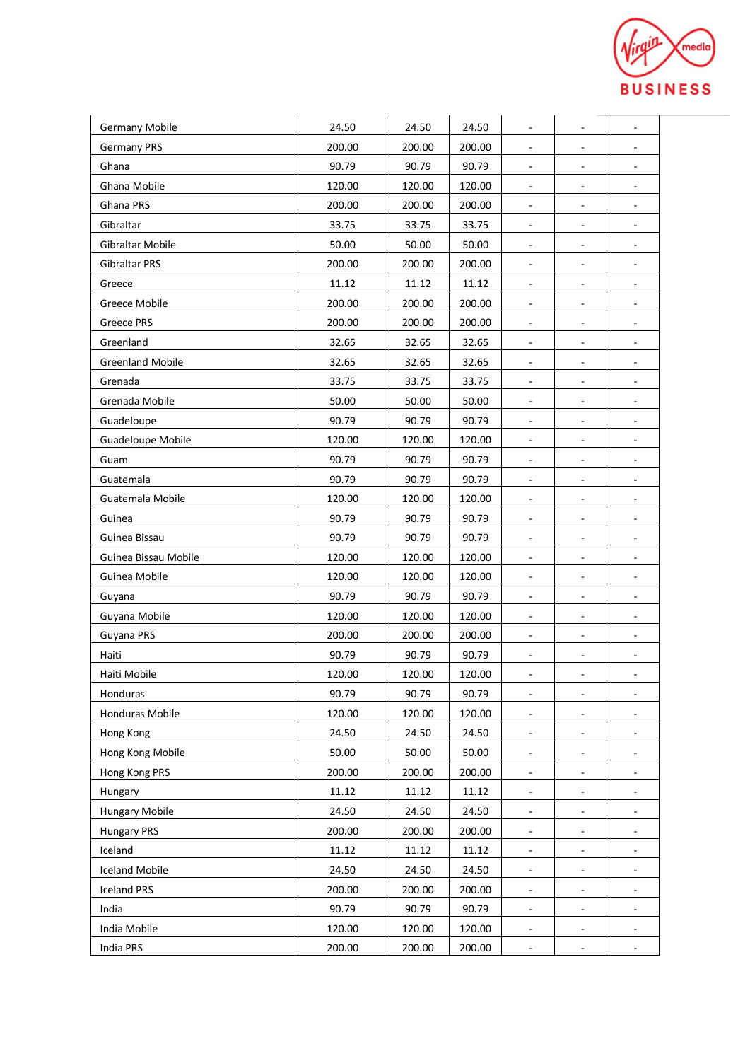| | | | | | | |
|---|---|---|---|---|---|---|
| Germany Mobile | 24.50 | 24.50 | 24.50 | - | - | - |
| Germany PRS | 200.00 | 200.00 | 200.00 | - | - | - |
| Ghana | 90.79 | 90.79 | 90.79 | - | - | - |
| Ghana Mobile | 120.00 | 120.00 | 120.00 | - | - | - |
| Ghana PRS | 200.00 | 200.00 | 200.00 | - | - | - |
| Gibraltar | 33.75 | 33.75 | 33.75 | - | - | - |
| Gibraltar Mobile | 50.00 | 50.00 | 50.00 | - | - | - |
| Gibraltar PRS | 200.00 | 200.00 | 200.00 | - | - | - |
| Greece | 11.12 | 11.12 | 11.12 | - | - | - |
| Greece Mobile | 200.00 | 200.00 | 200.00 | - | - | - |
| Greece PRS | 200.00 | 200.00 | 200.00 | - | - | - |
| Greenland | 32.65 | 32.65 | 32.65 | - | - | - |
| Greenland Mobile | 32.65 | 32.65 | 32.65 | - | - | - |
| Grenada | 33.75 | 33.75 | 33.75 | - | - | - |
| Grenada Mobile | 50.00 | 50.00 | 50.00 | - | - | - |
| Guadeloupe | 90.79 | 90.79 | 90.79 | - | - | - |
| Guadeloupe Mobile | 120.00 | 120.00 | 120.00 | - | - | - |
| Guam | 90.79 | 90.79 | 90.79 | - | - | - |
| Guatemala | 90.79 | 90.79 | 90.79 | - | - | - |
| Guatemala Mobile | 120.00 | 120.00 | 120.00 | - | - | - |
| Guinea | 90.79 | 90.79 | 90.79 | - | - | - |
| Guinea Bissau | 90.79 | 90.79 | 90.79 | - | - | - |
| Guinea Bissau Mobile | 120.00 | 120.00 | 120.00 | - | - | - |
| Guinea Mobile | 120.00 | 120.00 | 120.00 | - | - | - |
| Guyana | 90.79 | 90.79 | 90.79 | - | - | - |
| Guyana Mobile | 120.00 | 120.00 | 120.00 | - | - | - |
| Guyana PRS | 200.00 | 200.00 | 200.00 | - | - | - |
| Haiti | 90.79 | 90.79 | 90.79 | - | - | - |
| Haiti Mobile | 120.00 | 120.00 | 120.00 | - | - | - |
| Honduras | 90.79 | 90.79 | 90.79 | - | - | - |
| Honduras Mobile | 120.00 | 120.00 | 120.00 | - | - | - |
| Hong Kong | 24.50 | 24.50 | 24.50 | - | - | - |
| Hong Kong Mobile | 50.00 | 50.00 | 50.00 | - | - | - |
| Hong Kong PRS | 200.00 | 200.00 | 200.00 | - | - | - |
| Hungary | 11.12 | 11.12 | 11.12 | - | - | - |
| Hungary Mobile | 24.50 | 24.50 | 24.50 | - | - | - |
| Hungary PRS | 200.00 | 200.00 | 200.00 | - | - | - |
| Iceland | 11.12 | 11.12 | 11.12 | - | - | - |
| Iceland Mobile | 24.50 | 24.50 | 24.50 | - | - | - |
| Iceland PRS | 200.00 | 200.00 | 200.00 | - | - | - |
| India | 90.79 | 90.79 | 90.79 | - | - | - |
| India Mobile | 120.00 | 120.00 | 120.00 | - | - | - |
| India PRS | 200.00 | 200.00 | 200.00 | - | - | - |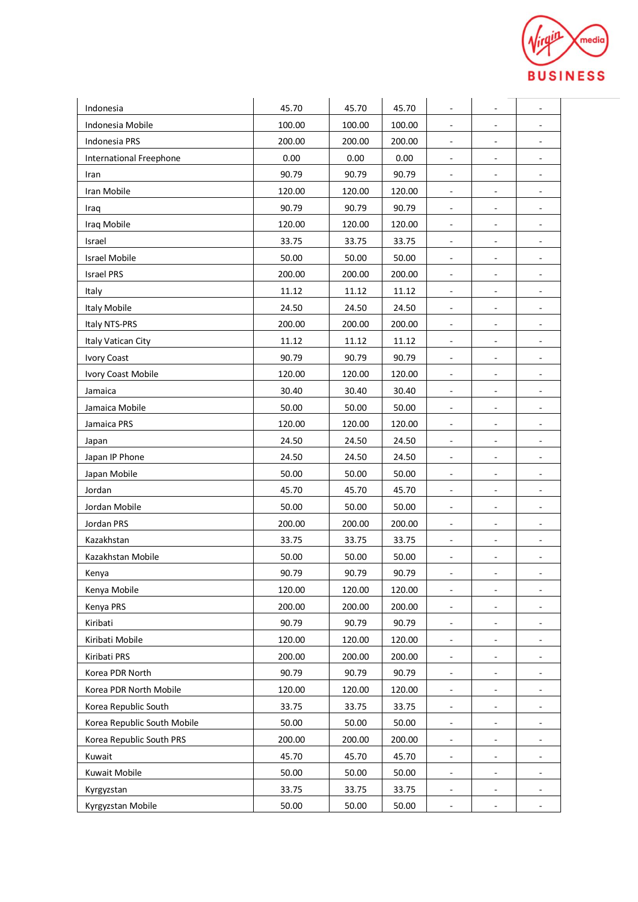| | | | | | | |
|---|---|---|---|---|---|---|
| Indonesia | 45.70 | 45.70 | 45.70 | - | - | - |
| Indonesia Mobile | 100.00 | 100.00 | 100.00 | - | - | - |
| Indonesia PRS | 200.00 | 200.00 | 200.00 | - | - | - |
| International Freephone | 0.00 | 0.00 | 0.00 | - | - | - |
| Iran | 90.79 | 90.79 | 90.79 | - | - | - |
| Iran Mobile | 120.00 | 120.00 | 120.00 | - | - | - |
| Iraq | 90.79 | 90.79 | 90.79 | - | - | - |
| Iraq Mobile | 120.00 | 120.00 | 120.00 | - | - | - |
| Israel | 33.75 | 33.75 | 33.75 | - | - | - |
| Israel Mobile | 50.00 | 50.00 | 50.00 | - | - | - |
| Israel PRS | 200.00 | 200.00 | 200.00 | - | - | - |
| Italy | 11.12 | 11.12 | 11.12 | - | - | - |
| Italy Mobile | 24.50 | 24.50 | 24.50 | - | - | - |
| Italy NTS-PRS | 200.00 | 200.00 | 200.00 | - | - | - |
| Italy Vatican City | 11.12 | 11.12 | 11.12 | - | - | - |
| Ivory Coast | 90.79 | 90.79 | 90.79 | - | - | - |
| Ivory Coast Mobile | 120.00 | 120.00 | 120.00 | - | - | - |
| Jamaica | 30.40 | 30.40 | 30.40 | - | - | - |
| Jamaica Mobile | 50.00 | 50.00 | 50.00 | - | - | - |
| Jamaica PRS | 120.00 | 120.00 | 120.00 | - | - | - |
| Japan | 24.50 | 24.50 | 24.50 | - | - | - |
| Japan IP Phone | 24.50 | 24.50 | 24.50 | - | - | - |
| Japan Mobile | 50.00 | 50.00 | 50.00 | - | - | - |
| Jordan | 45.70 | 45.70 | 45.70 | - | - | - |
| Jordan Mobile | 50.00 | 50.00 | 50.00 | - | - | - |
| Jordan PRS | 200.00 | 200.00 | 200.00 | - | - | - |
| Kazakhstan | 33.75 | 33.75 | 33.75 | - | - | - |
| Kazakhstan Mobile | 50.00 | 50.00 | 50.00 | - | - | - |
| Kenya | 90.79 | 90.79 | 90.79 | - | - | - |
| Kenya Mobile | 120.00 | 120.00 | 120.00 | - | - | - |
| Kenya PRS | 200.00 | 200.00 | 200.00 | - | - | - |
| Kiribati | 90.79 | 90.79 | 90.79 | - | - | - |
| Kiribati Mobile | 120.00 | 120.00 | 120.00 | - | - | - |
| Kiribati PRS | 200.00 | 200.00 | 200.00 | - | - | - |
| Korea PDR North | 90.79 | 90.79 | 90.79 | - | - | - |
| Korea PDR North Mobile | 120.00 | 120.00 | 120.00 | - | - | - |
| Korea Republic South | 33.75 | 33.75 | 33.75 | - | - | - |
| Korea Republic South Mobile | 50.00 | 50.00 | 50.00 | - | - | - |
| Korea Republic South PRS | 200.00 | 200.00 | 200.00 | - | - | - |
| Kuwait | 45.70 | 45.70 | 45.70 | - | - | - |
| Kuwait Mobile | 50.00 | 50.00 | 50.00 | - | - | - |
| Kyrgyzstan | 33.75 | 33.75 | 33.75 | - | - | - |
| Kyrgyzstan Mobile | 50.00 | 50.00 | 50.00 | - | - | - |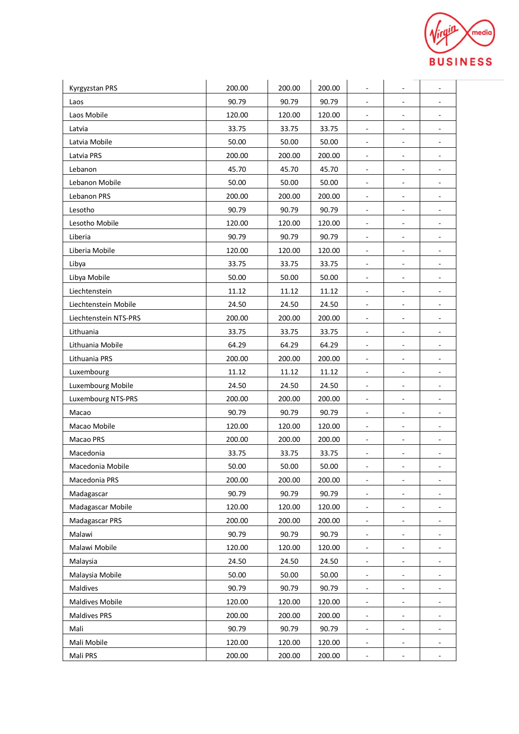| | | | | | | |
|---|---|---|---|---|---|---|
| Kyrgyzstan PRS | 200.00 | 200.00 | 200.00 | - | - | - |
| Laos | 90.79 | 90.79 | 90.79 | - | - | - |
| Laos Mobile | 120.00 | 120.00 | 120.00 | - | - | - |
| Latvia | 33.75 | 33.75 | 33.75 | - | - | - |
| Latvia Mobile | 50.00 | 50.00 | 50.00 | - | - | - |
| Latvia PRS | 200.00 | 200.00 | 200.00 | - | - | - |
| Lebanon | 45.70 | 45.70 | 45.70 | - | - | - |
| Lebanon Mobile | 50.00 | 50.00 | 50.00 | - | - | - |
| Lebanon PRS | 200.00 | 200.00 | 200.00 | - | - | - |
| Lesotho | 90.79 | 90.79 | 90.79 | - | - | - |
| Lesotho Mobile | 120.00 | 120.00 | 120.00 | - | - | - |
| Liberia | 90.79 | 90.79 | 90.79 | - | - | - |
| Liberia Mobile | 120.00 | 120.00 | 120.00 | - | - | - |
| Libya | 33.75 | 33.75 | 33.75 | - | - | - |
| Libya Mobile | 50.00 | 50.00 | 50.00 | - | - | - |
| Liechtenstein | 11.12 | 11.12 | 11.12 | - | - | - |
| Liechtenstein Mobile | 24.50 | 24.50 | 24.50 | - | - | - |
| Liechtenstein NTS-PRS | 200.00 | 200.00 | 200.00 | - | - | - |
| Lithuania | 33.75 | 33.75 | 33.75 | - | - | - |
| Lithuania Mobile | 64.29 | 64.29 | 64.29 | - | - | - |
| Lithuania PRS | 200.00 | 200.00 | 200.00 | - | - | - |
| Luxembourg | 11.12 | 11.12 | 11.12 | - | - | - |
| Luxembourg Mobile | 24.50 | 24.50 | 24.50 | - | - | - |
| Luxembourg NTS-PRS | 200.00 | 200.00 | 200.00 | - | - | - |
| Macao | 90.79 | 90.79 | 90.79 | - | - | - |
| Macao Mobile | 120.00 | 120.00 | 120.00 | - | - | - |
| Macao PRS | 200.00 | 200.00 | 200.00 | - | - | - |
| Macedonia | 33.75 | 33.75 | 33.75 | - | - | - |
| Macedonia Mobile | 50.00 | 50.00 | 50.00 | - | - | - |
| Macedonia PRS | 200.00 | 200.00 | 200.00 | - | - | - |
| Madagascar | 90.79 | 90.79 | 90.79 | - | - | - |
| Madagascar Mobile | 120.00 | 120.00 | 120.00 | - | - | - |
| Madagascar PRS | 200.00 | 200.00 | 200.00 | - | - | - |
| Malawi | 90.79 | 90.79 | 90.79 | - | - | - |
| Malawi Mobile | 120.00 | 120.00 | 120.00 | - | - | - |
| Malaysia | 24.50 | 24.50 | 24.50 | - | - | - |
| Malaysia Mobile | 50.00 | 50.00 | 50.00 | - | - | - |
| Maldives | 90.79 | 90.79 | 90.79 | - | - | - |
| Maldives Mobile | 120.00 | 120.00 | 120.00 | - | - | - |
| Maldives PRS | 200.00 | 200.00 | 200.00 | - | - | - |
| Mali | 90.79 | 90.79 | 90.79 | - | - | - |
| Mali Mobile | 120.00 | 120.00 | 120.00 | - | - | - |
| Mali PRS | 200.00 | 200.00 | 200.00 | - | - | - |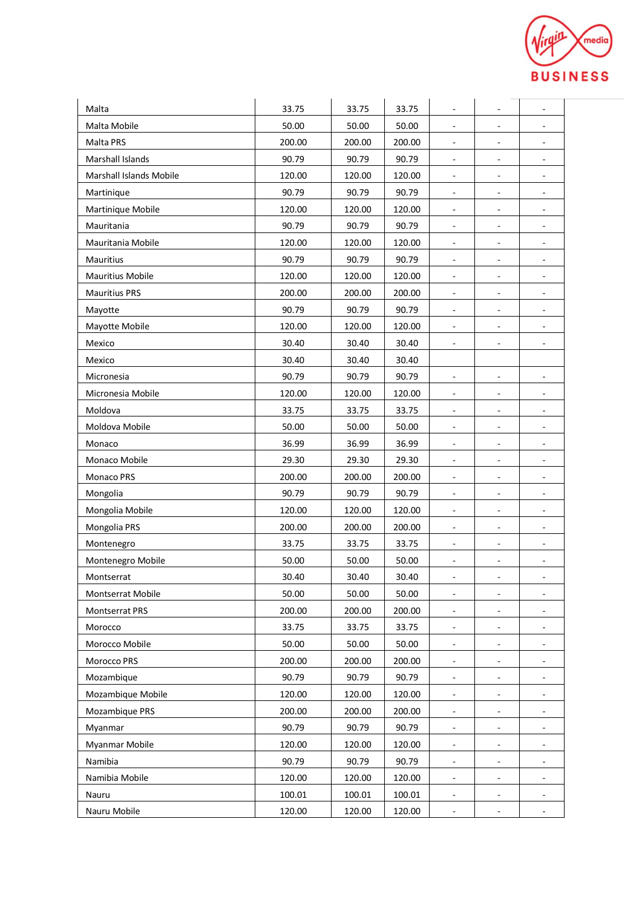| | | | | | | |
|---|---|---|---|---|---|---|
| Malta | 33.75 | 33.75 | 33.75 | - | - | - |
| Malta Mobile | 50.00 | 50.00 | 50.00 | - | - | - |
| Malta PRS | 200.00 | 200.00 | 200.00 | - | - | - |
| Marshall Islands | 90.79 | 90.79 | 90.79 | - | - | - |
| Marshall Islands Mobile | 120.00 | 120.00 | 120.00 | - | - | - |
| Martinique | 90.79 | 90.79 | 90.79 | - | - | - |
| Martinique Mobile | 120.00 | 120.00 | 120.00 | - | - | - |
| Mauritania | 90.79 | 90.79 | 90.79 | - | - | - |
| Mauritania Mobile | 120.00 | 120.00 | 120.00 | - | - | - |
| Mauritius | 90.79 | 90.79 | 90.79 | - | - | - |
| Mauritius Mobile | 120.00 | 120.00 | 120.00 | - | - | - |
| Mauritius PRS | 200.00 | 200.00 | 200.00 | - | - | - |
| Mayotte | 90.79 | 90.79 | 90.79 | - | - | - |
| Mayotte Mobile | 120.00 | 120.00 | 120.00 | - | - | - |
| Mexico | 30.40 | 30.40 | 30.40 | - | - | - |
| Mexico | 30.40 | 30.40 | 30.40 | | | |
| Micronesia | 90.79 | 90.79 | 90.79 | - | - | - |
| Micronesia Mobile | 120.00 | 120.00 | 120.00 | - | - | - |
| Moldova | 33.75 | 33.75 | 33.75 | - | - | - |
| Moldova Mobile | 50.00 | 50.00 | 50.00 | - | - | - |
| Monaco | 36.99 | 36.99 | 36.99 | - | - | - |
| Monaco Mobile | 29.30 | 29.30 | 29.30 | - | - | - |
| Monaco PRS | 200.00 | 200.00 | 200.00 | - | - | - |
| Mongolia | 90.79 | 90.79 | 90.79 | - | - | - |
| Mongolia Mobile | 120.00 | 120.00 | 120.00 | - | - | - |
| Mongolia PRS | 200.00 | 200.00 | 200.00 | - | - | - |
| Montenegro | 33.75 | 33.75 | 33.75 | - | - | - |
| Montenegro Mobile | 50.00 | 50.00 | 50.00 | - | - | - |
| Montserrat | 30.40 | 30.40 | 30.40 | - | - | - |
| Montserrat Mobile | 50.00 | 50.00 | 50.00 | - | - | - |
| Montserrat PRS | 200.00 | 200.00 | 200.00 | - | - | - |
| Morocco | 33.75 | 33.75 | 33.75 | - | - | - |
| Morocco Mobile | 50.00 | 50.00 | 50.00 | - | - | - |
| Morocco PRS | 200.00 | 200.00 | 200.00 | - | - | - |
| Mozambique | 90.79 | 90.79 | 90.79 | - | - | - |
| Mozambique Mobile | 120.00 | 120.00 | 120.00 | - | - | - |
| Mozambique PRS | 200.00 | 200.00 | 200.00 | - | - | - |
| Myanmar | 90.79 | 90.79 | 90.79 | - | - | - |
| Myanmar Mobile | 120.00 | 120.00 | 120.00 | - | - | - |
| Namibia | 90.79 | 90.79 | 90.79 | - | - | - |
| Namibia Mobile | 120.00 | 120.00 | 120.00 | - | - | - |
| Nauru | 100.01 | 100.01 | 100.01 | - | - | - |
| Nauru Mobile | 120.00 | 120.00 | 120.00 | - | - | - |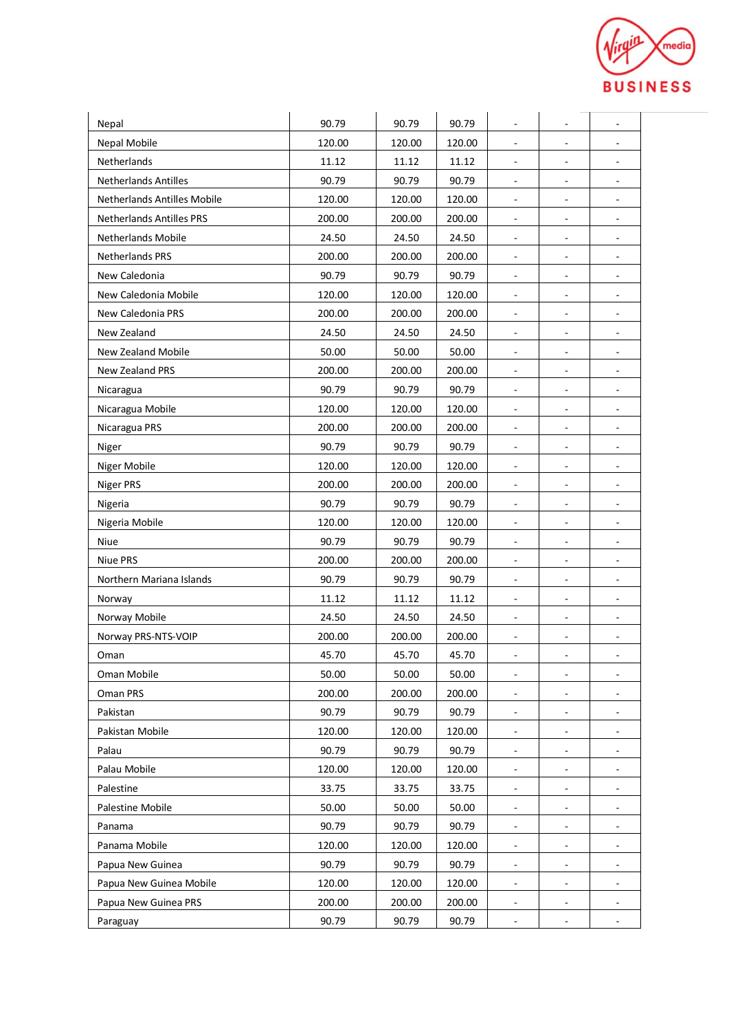| | | | | | | |
|---|---|---|---|---|---|---|
| Nepal | 90.79 | 90.79 | 90.79 | - | - | - |
| Nepal Mobile | 120.00 | 120.00 | 120.00 | - | - | - |
| Netherlands | 11.12 | 11.12 | 11.12 | - | - | - |
| Netherlands Antilles | 90.79 | 90.79 | 90.79 | - | - | - |
| Netherlands Antilles Mobile | 120.00 | 120.00 | 120.00 | - | - | - |
| Netherlands Antilles PRS | 200.00 | 200.00 | 200.00 | - | - | - |
| Netherlands Mobile | 24.50 | 24.50 | 24.50 | - | - | - |
| Netherlands PRS | 200.00 | 200.00 | 200.00 | - | - | - |
| New Caledonia | 90.79 | 90.79 | 90.79 | - | - | - |
| New Caledonia Mobile | 120.00 | 120.00 | 120.00 | - | - | - |
| New Caledonia PRS | 200.00 | 200.00 | 200.00 | - | - | - |
| New Zealand | 24.50 | 24.50 | 24.50 | - | - | - |
| New Zealand Mobile | 50.00 | 50.00 | 50.00 | - | - | - |
| New Zealand PRS | 200.00 | 200.00 | 200.00 | - | - | - |
| Nicaragua | 90.79 | 90.79 | 90.79 | - | - | - |
| Nicaragua Mobile | 120.00 | 120.00 | 120.00 | - | - | - |
| Nicaragua PRS | 200.00 | 200.00 | 200.00 | - | - | - |
| Niger | 90.79 | 90.79 | 90.79 | - | - | - |
| Niger Mobile | 120.00 | 120.00 | 120.00 | - | - | - |
| Niger PRS | 200.00 | 200.00 | 200.00 | - | - | - |
| Nigeria | 90.79 | 90.79 | 90.79 | - | - | - |
| Nigeria Mobile | 120.00 | 120.00 | 120.00 | - | - | - |
| Niue | 90.79 | 90.79 | 90.79 | - | - | - |
| Niue PRS | 200.00 | 200.00 | 200.00 | - | - | - |
| Northern Mariana Islands | 90.79 | 90.79 | 90.79 | - | - | - |
| Norway | 11.12 | 11.12 | 11.12 | - | - | - |
| Norway Mobile | 24.50 | 24.50 | 24.50 | - | - | - |
| Norway PRS-NTS-VOIP | 200.00 | 200.00 | 200.00 | - | - | - |
| Oman | 45.70 | 45.70 | 45.70 | - | - | - |
| Oman Mobile | 50.00 | 50.00 | 50.00 | - | - | - |
| Oman PRS | 200.00 | 200.00 | 200.00 | - | - | - |
| Pakistan | 90.79 | 90.79 | 90.79 | - | - | - |
| Pakistan Mobile | 120.00 | 120.00 | 120.00 | - | - | - |
| Palau | 90.79 | 90.79 | 90.79 | - | - | - |
| Palau Mobile | 120.00 | 120.00 | 120.00 | - | - | - |
| Palestine | 33.75 | 33.75 | 33.75 | - | - | - |
| Palestine Mobile | 50.00 | 50.00 | 50.00 | - | - | - |
| Panama | 90.79 | 90.79 | 90.79 | - | - | - |
| Panama Mobile | 120.00 | 120.00 | 120.00 | - | - | - |
| Papua New Guinea | 90.79 | 90.79 | 90.79 | - | - | - |
| Papua New Guinea Mobile | 120.00 | 120.00 | 120.00 | - | - | - |
| Papua New Guinea PRS | 200.00 | 200.00 | 200.00 | - | - | - |
| Paraguay | 90.79 | 90.79 | 90.79 | - | - | - |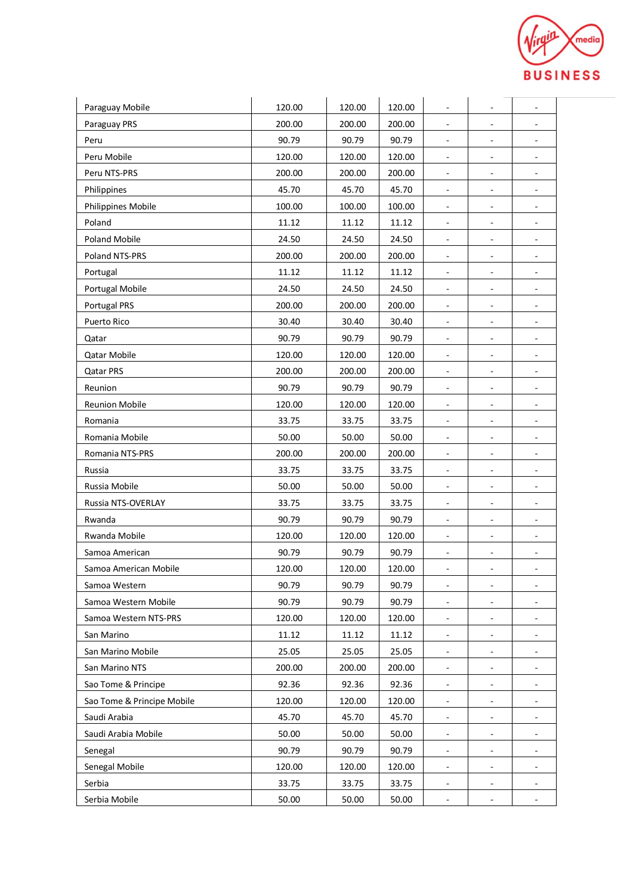| | | | | | | |
|---|---|---|---|---|---|---|
| Paraguay Mobile | 120.00 | 120.00 | 120.00 | - | - | - |
| Paraguay PRS | 200.00 | 200.00 | 200.00 | - | - | - |
| Peru | 90.79 | 90.79 | 90.79 | - | - | - |
| Peru Mobile | 120.00 | 120.00 | 120.00 | - | - | - |
| Peru NTS-PRS | 200.00 | 200.00 | 200.00 | - | - | - |
| Philippines | 45.70 | 45.70 | 45.70 | - | - | - |
| Philippines Mobile | 100.00 | 100.00 | 100.00 | - | - | - |
| Poland | 11.12 | 11.12 | 11.12 | - | - | - |
| Poland Mobile | 24.50 | 24.50 | 24.50 | - | - | - |
| Poland NTS-PRS | 200.00 | 200.00 | 200.00 | - | - | - |
| Portugal | 11.12 | 11.12 | 11.12 | - | - | - |
| Portugal Mobile | 24.50 | 24.50 | 24.50 | - | - | - |
| Portugal PRS | 200.00 | 200.00 | 200.00 | - | - | - |
| Puerto Rico | 30.40 | 30.40 | 30.40 | - | - | - |
| Qatar | 90.79 | 90.79 | 90.79 | - | - | - |
| Qatar Mobile | 120.00 | 120.00 | 120.00 | - | - | - |
| Qatar PRS | 200.00 | 200.00 | 200.00 | - | - | - |
| Reunion | 90.79 | 90.79 | 90.79 | - | - | - |
| Reunion Mobile | 120.00 | 120.00 | 120.00 | - | - | - |
| Romania | 33.75 | 33.75 | 33.75 | - | - | - |
| Romania Mobile | 50.00 | 50.00 | 50.00 | - | - | - |
| Romania NTS-PRS | 200.00 | 200.00 | 200.00 | - | - | - |
| Russia | 33.75 | 33.75 | 33.75 | - | - | - |
| Russia Mobile | 50.00 | 50.00 | 50.00 | - | - | - |
| Russia NTS-OVERLAY | 33.75 | 33.75 | 33.75 | - | - | - |
| Rwanda | 90.79 | 90.79 | 90.79 | - | - | - |
| Rwanda Mobile | 120.00 | 120.00 | 120.00 | - | - | - |
| Samoa American | 90.79 | 90.79 | 90.79 | - | - | - |
| Samoa American Mobile | 120.00 | 120.00 | 120.00 | - | - | - |
| Samoa Western | 90.79 | 90.79 | 90.79 | - | - | - |
| Samoa Western Mobile | 90.79 | 90.79 | 90.79 | - | - | - |
| Samoa Western NTS-PRS | 120.00 | 120.00 | 120.00 | - | - | - |
| San Marino | 11.12 | 11.12 | 11.12 | - | - | - |
| San Marino Mobile | 25.05 | 25.05 | 25.05 | - | - | - |
| San Marino NTS | 200.00 | 200.00 | 200.00 | - | - | - |
| Sao Tome & Principe | 92.36 | 92.36 | 92.36 | - | - | - |
| Sao Tome & Principe Mobile | 120.00 | 120.00 | 120.00 | - | - | - |
| Saudi Arabia | 45.70 | 45.70 | 45.70 | - | - | - |
| Saudi Arabia Mobile | 50.00 | 50.00 | 50.00 | - | - | - |
| Senegal | 90.79 | 90.79 | 90.79 | - | - | - |
| Senegal Mobile | 120.00 | 120.00 | 120.00 | - | - | - |
| Serbia | 33.75 | 33.75 | 33.75 | - | - | - |
| Serbia Mobile | 50.00 | 50.00 | 50.00 | - | - | - |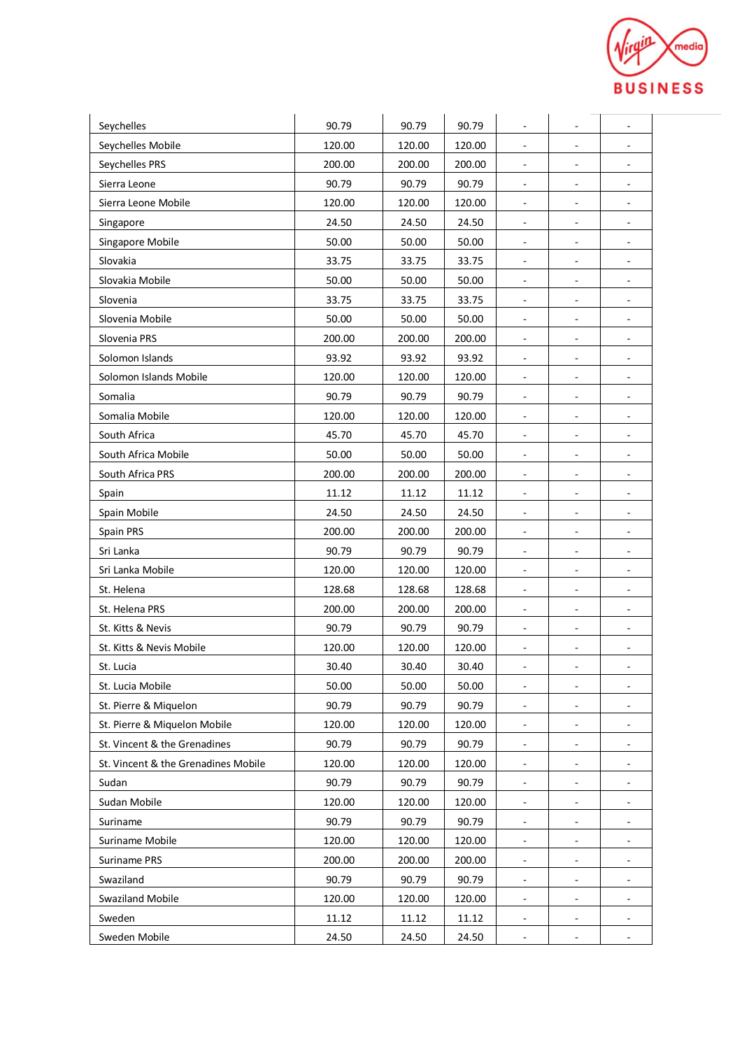| | | | | | | |
|---|---|---|---|---|---|---|
| Seychelles | 90.79 | 90.79 | 90.79 | - | - | - |
| Seychelles Mobile | 120.00 | 120.00 | 120.00 | - | - | - |
| Seychelles PRS | 200.00 | 200.00 | 200.00 | - | - | - |
| Sierra Leone | 90.79 | 90.79 | 90.79 | - | - | - |
| Sierra Leone Mobile | 120.00 | 120.00 | 120.00 | - | - | - |
| Singapore | 24.50 | 24.50 | 24.50 | - | - | - |
| Singapore Mobile | 50.00 | 50.00 | 50.00 | - | - | - |
| Slovakia | 33.75 | 33.75 | 33.75 | - | - | - |
| Slovakia Mobile | 50.00 | 50.00 | 50.00 | - | - | - |
| Slovenia | 33.75 | 33.75 | 33.75 | - | - | - |
| Slovenia Mobile | 50.00 | 50.00 | 50.00 | - | - | - |
| Slovenia PRS | 200.00 | 200.00 | 200.00 | - | - | - |
| Solomon Islands | 93.92 | 93.92 | 93.92 | - | - | - |
| Solomon Islands Mobile | 120.00 | 120.00 | 120.00 | - | - | - |
| Somalia | 90.79 | 90.79 | 90.79 | - | - | - |
| Somalia Mobile | 120.00 | 120.00 | 120.00 | - | - | - |
| South Africa | 45.70 | 45.70 | 45.70 | - | - | - |
| South Africa Mobile | 50.00 | 50.00 | 50.00 | - | - | - |
| South Africa PRS | 200.00 | 200.00 | 200.00 | - | - | - |
| Spain | 11.12 | 11.12 | 11.12 | - | - | - |
| Spain Mobile | 24.50 | 24.50 | 24.50 | - | - | - |
| Spain PRS | 200.00 | 200.00 | 200.00 | - | - | - |
| Sri Lanka | 90.79 | 90.79 | 90.79 | - | - | - |
| Sri Lanka Mobile | 120.00 | 120.00 | 120.00 | - | - | - |
| St. Helena | 128.68 | 128.68 | 128.68 | - | - | - |
| St. Helena PRS | 200.00 | 200.00 | 200.00 | - | - | - |
| St. Kitts & Nevis | 90.79 | 90.79 | 90.79 | - | - | - |
| St. Kitts & Nevis Mobile | 120.00 | 120.00 | 120.00 | - | - | - |
| St. Lucia | 30.40 | 30.40 | 30.40 | - | - | - |
| St. Lucia Mobile | 50.00 | 50.00 | 50.00 | - | - | - |
| St. Pierre & Miquelon | 90.79 | 90.79 | 90.79 | - | - | - |
| St. Pierre & Miquelon Mobile | 120.00 | 120.00 | 120.00 | - | - | - |
| St. Vincent & the Grenadines | 90.79 | 90.79 | 90.79 | - | - | - |
| St. Vincent & the Grenadines Mobile | 120.00 | 120.00 | 120.00 | - | - | - |
| Sudan | 90.79 | 90.79 | 90.79 | - | - | - |
| Sudan Mobile | 120.00 | 120.00 | 120.00 | - | - | - |
| Suriname | 90.79 | 90.79 | 90.79 | - | - | - |
| Suriname Mobile | 120.00 | 120.00 | 120.00 | - | - | - |
| Suriname PRS | 200.00 | 200.00 | 200.00 | - | - | - |
| Swaziland | 90.79 | 90.79 | 90.79 | - | - | - |
| Swaziland Mobile | 120.00 | 120.00 | 120.00 | - | - | - |
| Sweden | 11.12 | 11.12 | 11.12 | - | - | - |
| Sweden Mobile | 24.50 | 24.50 | 24.50 | - | - | - |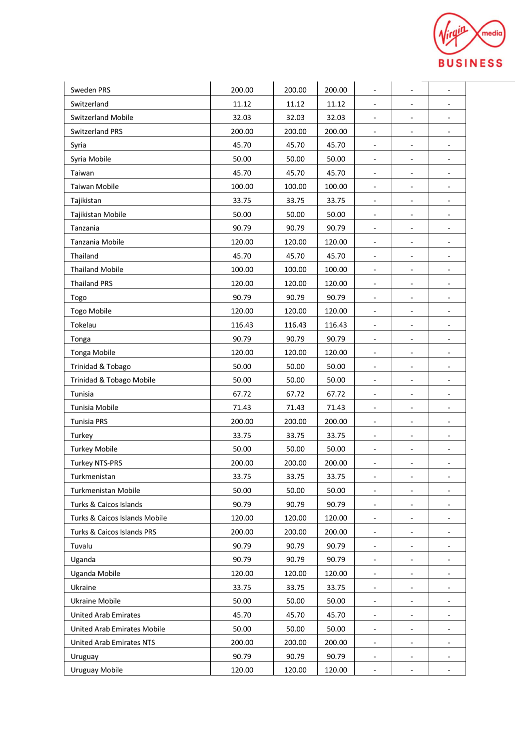| | | | | | | |
|---|---|---|---|---|---|---|
| Sweden PRS | 200.00 | 200.00 | 200.00 | - | - | - |
| Switzerland | 11.12 | 11.12 | 11.12 | - | - | - |
| Switzerland Mobile | 32.03 | 32.03 | 32.03 | - | - | - |
| Switzerland PRS | 200.00 | 200.00 | 200.00 | - | - | - |
| Syria | 45.70 | 45.70 | 45.70 | - | - | - |
| Syria Mobile | 50.00 | 50.00 | 50.00 | - | - | - |
| Taiwan | 45.70 | 45.70 | 45.70 | - | - | - |
| Taiwan Mobile | 100.00 | 100.00 | 100.00 | - | - | - |
| Tajikistan | 33.75 | 33.75 | 33.75 | - | - | - |
| Tajikistan Mobile | 50.00 | 50.00 | 50.00 | - | - | - |
| Tanzania | 90.79 | 90.79 | 90.79 | - | - | - |
| Tanzania Mobile | 120.00 | 120.00 | 120.00 | - | - | - |
| Thailand | 45.70 | 45.70 | 45.70 | - | - | - |
| Thailand Mobile | 100.00 | 100.00 | 100.00 | - | - | - |
| Thailand PRS | 120.00 | 120.00 | 120.00 | - | - | - |
| Togo | 90.79 | 90.79 | 90.79 | - | - | - |
| Togo Mobile | 120.00 | 120.00 | 120.00 | - | - | - |
| Tokelau | 116.43 | 116.43 | 116.43 | - | - | - |
| Tonga | 90.79 | 90.79 | 90.79 | - | - | - |
| Tonga Mobile | 120.00 | 120.00 | 120.00 | - | - | - |
| Trinidad & Tobago | 50.00 | 50.00 | 50.00 | - | - | - |
| Trinidad & Tobago Mobile | 50.00 | 50.00 | 50.00 | - | - | - |
| Tunisia | 67.72 | 67.72 | 67.72 | - | - | - |
| Tunisia Mobile | 71.43 | 71.43 | 71.43 | - | - | - |
| Tunisia PRS | 200.00 | 200.00 | 200.00 | - | - | - |
| Turkey | 33.75 | 33.75 | 33.75 | - | - | - |
| Turkey Mobile | 50.00 | 50.00 | 50.00 | - | - | - |
| Turkey NTS-PRS | 200.00 | 200.00 | 200.00 | - | - | - |
| Turkmenistan | 33.75 | 33.75 | 33.75 | - | - | - |
| Turkmenistan Mobile | 50.00 | 50.00 | 50.00 | - | - | - |
| Turks & Caicos Islands | 90.79 | 90.79 | 90.79 | - | - | - |
| Turks & Caicos Islands Mobile | 120.00 | 120.00 | 120.00 | - | - | - |
| Turks & Caicos Islands PRS | 200.00 | 200.00 | 200.00 | - | - | - |
| Tuvalu | 90.79 | 90.79 | 90.79 | - | - | - |
| Uganda | 90.79 | 90.79 | 90.79 | - | - | - |
| Uganda Mobile | 120.00 | 120.00 | 120.00 | - | - | - |
| Ukraine | 33.75 | 33.75 | 33.75 | - | - | - |
| Ukraine Mobile | 50.00 | 50.00 | 50.00 | - | - | - |
| United Arab Emirates | 45.70 | 45.70 | 45.70 | - | - | - |
| United Arab Emirates Mobile | 50.00 | 50.00 | 50.00 | - | - | - |
| United Arab Emirates NTS | 200.00 | 200.00 | 200.00 | - | - | - |
| Uruguay | 90.79 | 90.79 | 90.79 | - | - | - |
| Uruguay Mobile | 120.00 | 120.00 | 120.00 | - | - | - |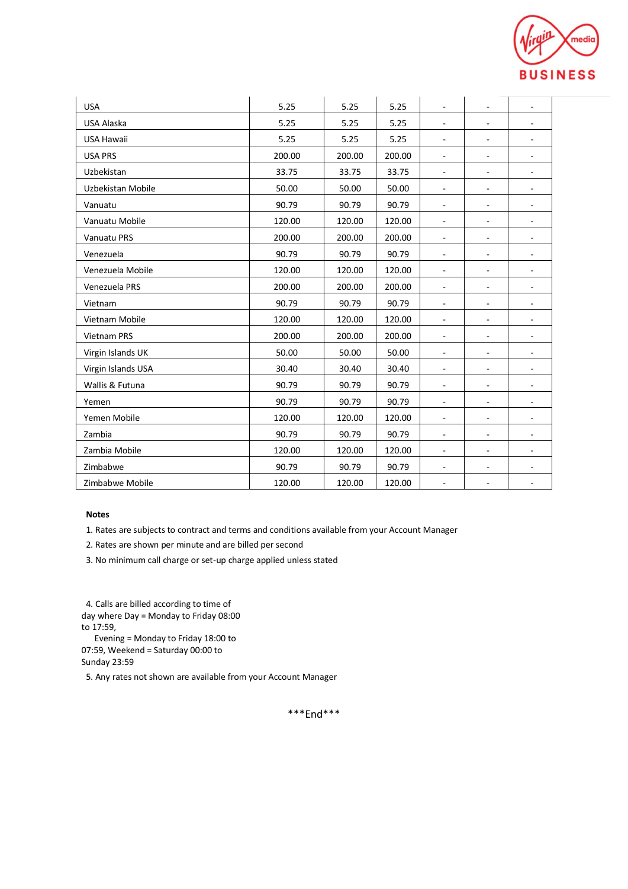| | | | | | | |
|---|---|---|---|---|---|---|
| USA | 5.25 | 5.25 | 5.25 | - | - | - |
| USA Alaska | 5.25 | 5.25 | 5.25 | - | - | - |
| USA Hawaii | 5.25 | 5.25 | 5.25 | - | - | - |
| USA PRS | 200.00 | 200.00 | 200.00 | - | - | - |
| Uzbekistan | 33.75 | 33.75 | 33.75 | - | - | - |
| Uzbekistan Mobile | 50.00 | 50.00 | 50.00 | - | - | - |
| Vanuatu | 90.79 | 90.79 | 90.79 | - | - | - |
| Vanuatu Mobile | 120.00 | 120.00 | 120.00 | - | - | - |
| Vanuatu PRS | 200.00 | 200.00 | 200.00 | - | - | - |
| Venezuela | 90.79 | 90.79 | 90.79 | - | - | - |
| Venezuela Mobile | 120.00 | 120.00 | 120.00 | - | - | - |
| Venezuela PRS | 200.00 | 200.00 | 200.00 | - | - | - |
| Vietnam | 90.79 | 90.79 | 90.79 | - | - | - |
| Vietnam Mobile | 120.00 | 120.00 | 120.00 | - | - | - |
| Vietnam PRS | 200.00 | 200.00 | 200.00 | - | - | - |
| Virgin Islands UK | 50.00 | 50.00 | 50.00 | - | - | - |
| Virgin Islands USA | 30.40 | 30.40 | 30.40 | - | - | - |
| Wallis & Futuna | 90.79 | 90.79 | 90.79 | - | - | - |
| Yemen | 90.79 | 90.79 | 90.79 | - | - | - |
| Yemen Mobile | 120.00 | 120.00 | 120.00 | - | - | - |
| Zambia | 90.79 | 90.79 | 90.79 | - | - | - |
| Zambia Mobile | 120.00 | 120.00 | 120.00 | - | - | - |
| Zimbabwe | 90.79 | 90.79 | 90.79 | - | - | - |
| Zimbabwe Mobile | 120.00 | 120.00 | 120.00 | - | - | - |

**Notes**

1. Rates are subjects to contract and terms and conditions available from your Account Manager
2. Rates are shown per minute and are billed per second
3. No minimum call charge or set-up charge applied unless stated
4. Calls are billed according to time of day where Day = Monday to Friday 08:00 to 17:59,
   Evening = Monday to Friday 18:00 to 07:59, Weekend = Saturday 00:00 to Sunday 23:59
5. Any rates not shown are available from your Account Manager

***End***